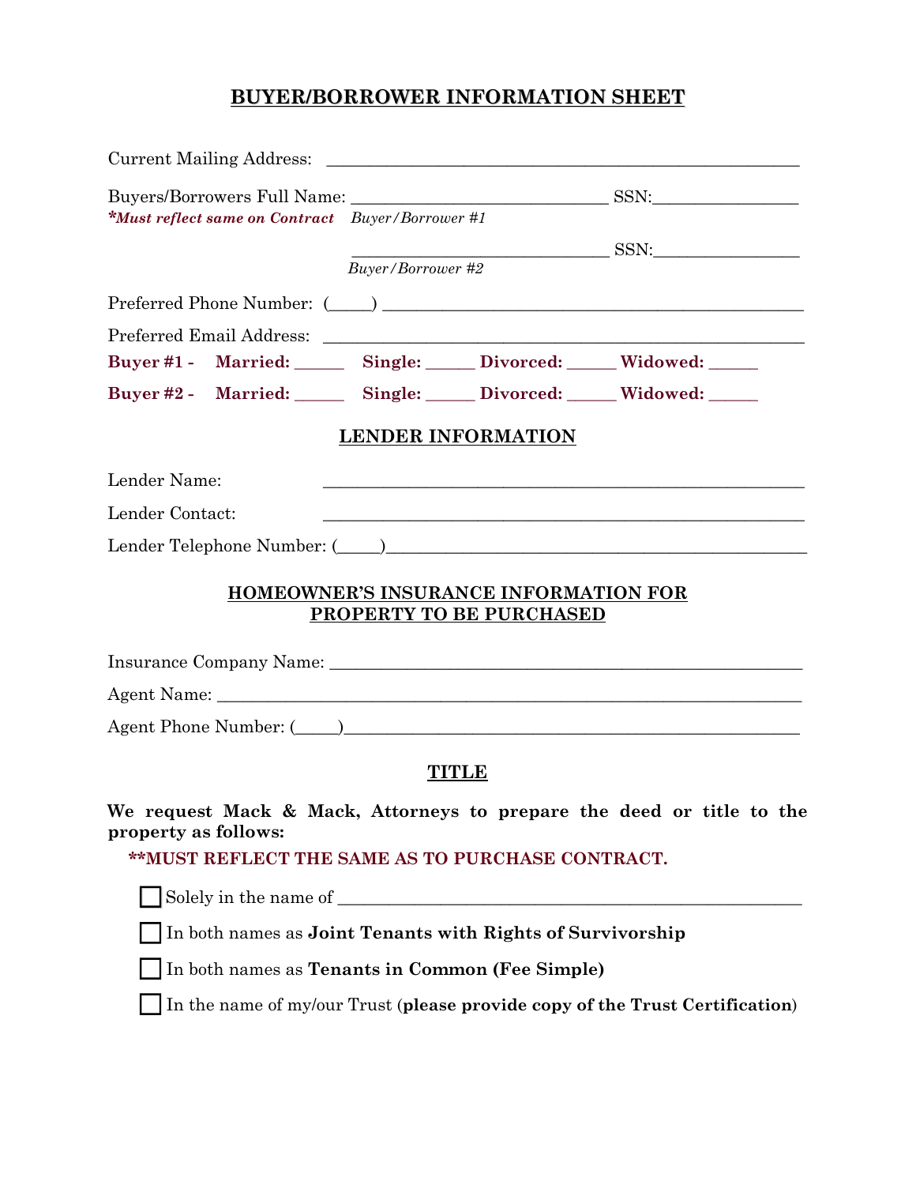# BUYER/BORROWER INFORMATION SHEET

Current Mailing Address: ________________________________________________

Buyers/Borrowers Full Name: ________________________ SSN:______________
***Must reflect same on Contract*** *Buyer/Borrower #1*

________________________ SSN:______________
*Buyer/Borrower #2*

Preferred Phone Number: (_____) ________________________________________

Preferred Email Address: ________________________________________________

**Buyer #1 - Married: _____ Single: _____ Divorced: _____ Widowed: _____**

**Buyer #2 - Married: _____ Single: _____ Divorced: _____ Widowed: _____**

## LENDER INFORMATION

Lender Name: ________________________________________________

Lender Contact: ________________________________________________

Lender Telephone Number: (_____)________________________________________

## HOMEOWNER'S INSURANCE INFORMATION FOR PROPERTY TO BE PURCHASED

Insurance Company Name: ________________________________________________

Agent Name: ________________________________________________

Agent Phone Number: (_____)________________________________________

## TITLE

**We request Mack & Mack, Attorneys to prepare the deed or title to the property as follows:**

**\*\*MUST REFLECT THE SAME AS TO PURCHASE CONTRACT.**

- ☐ Solely in the name of ________________________________________________
- ☐ In both names as **Joint Tenants with Rights of Survivorship**
- ☐ In both names as **Tenants in Common (Fee Simple)**
- ☐ In the name of my/our Trust (**please provide copy of the Trust Certification**)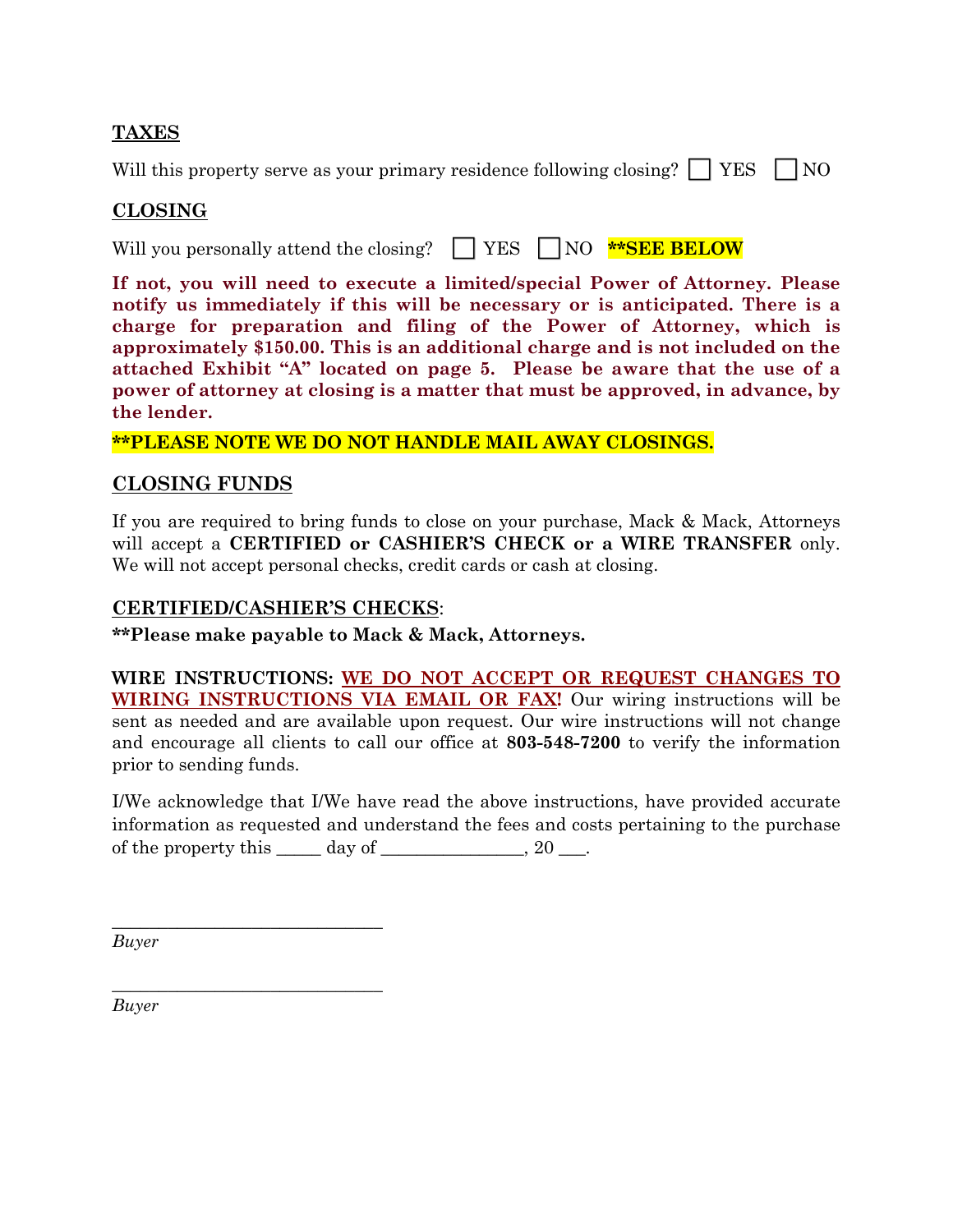## TAXES

Will this property serve as your primary residence following closing? ☐ YES ☐ NO

## CLOSING

Will you personally attend the closing? ☐ YES ☐ NO **\*\*SEE BELOW**

**If not, you will need to execute a limited/special Power of Attorney. Please notify us immediately if this will be necessary or is anticipated. There is a charge for preparation and filing of the Power of Attorney, which is approximately $150.00. This is an additional charge and is not included on the attached Exhibit "A" located on page 5. Please be aware that the use of a power of attorney at closing is a matter that must be approved, in advance, by the lender.**

**\*\*PLEASE NOTE WE DO NOT HANDLE MAIL AWAY CLOSINGS.**

## CLOSING FUNDS

If you are required to bring funds to close on your purchase, Mack & Mack, Attorneys will accept a **CERTIFIED or CASHIER'S CHECK or a WIRE TRANSFER** only. We will not accept personal checks, credit cards or cash at closing.

## CERTIFIED/CASHIER'S CHECKS:

**\*\*Please make payable to Mack & Mack, Attorneys.**

**WIRE INSTRUCTIONS:** **WE DO NOT ACCEPT OR REQUEST CHANGES TO WIRING INSTRUCTIONS VIA EMAIL OR FAX!** Our wiring instructions will be sent as needed and are available upon request. Our wire instructions will not change and encourage all clients to call our office at **803-548-7200** to verify the information prior to sending funds.

I/We acknowledge that I/We have read the above instructions, have provided accurate information as requested and understand the fees and costs pertaining to the purchase of the property this _____ day of ________________, 20 ___.

______________________________
*Buyer*

______________________________
*Buyer*